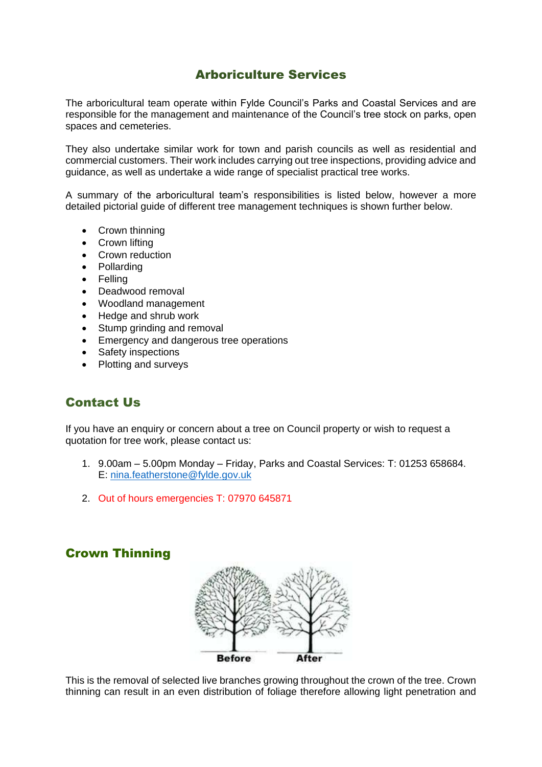# Arboriculture Services

The arboricultural team operate within Fylde Council's Parks and Coastal Services and are responsible for the management and maintenance of the Council's tree stock on parks, open spaces and cemeteries.

They also undertake similar work for town and parish councils as well as residential and commercial customers. Their work includes carrying out tree inspections, providing advice and guidance, as well as undertake a wide range of specialist practical tree works.

A summary of the arboricultural team's responsibilities is listed below, however a more detailed pictorial guide of different tree management techniques is shown further below.

- Crown thinning
- Crown lifting
- Crown reduction
- Pollarding
- Felling
- Deadwood removal
- Woodland management
- Hedge and shrub work
- Stump grinding and removal
- Emergency and dangerous tree operations
- Safety inspections
- Plotting and surveys

## Contact Us

If you have an enquiry or concern about a tree on Council property or wish to request a quotation for tree work, please contact us:

1. 9.00am – 5.00pm Monday – Friday, Parks and Coastal Services: T: 01253 658684. E: nina.featherstone@fylde.gov.uk

2. Out of hours emergencies T: 07970 645871

## Crown Thinning

Before After

This is the removal of selected live branches growing throughout the crown of the tree. Crown thinning can result in an even distribution of foliage therefore allowing light penetration and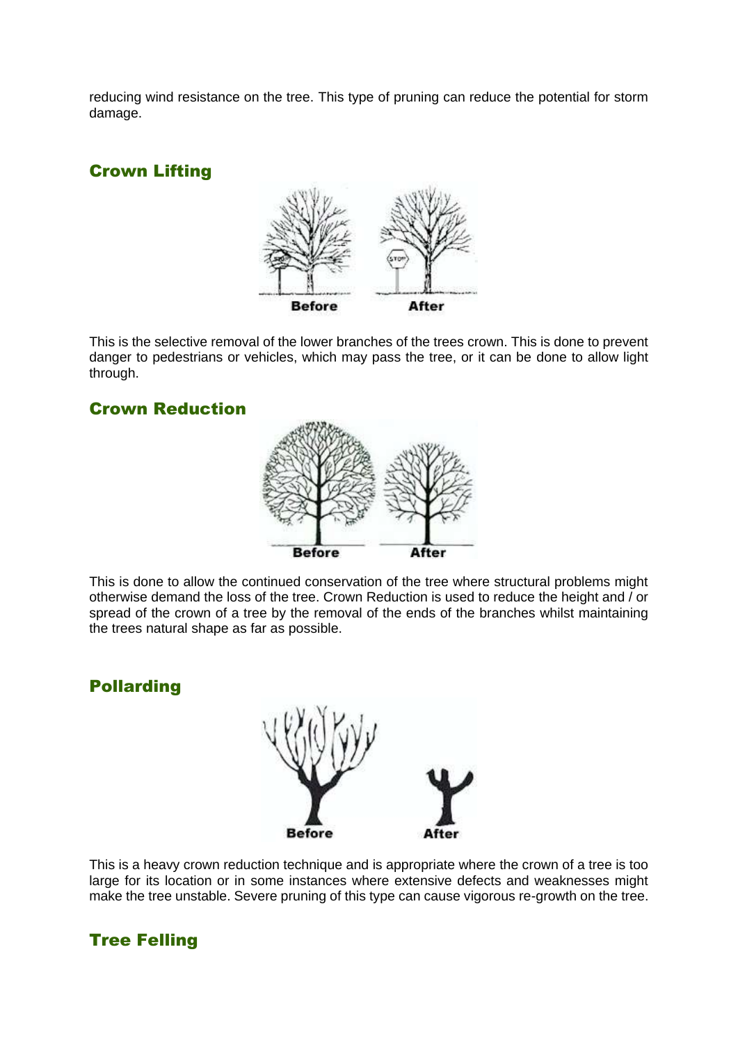reducing wind resistance on the tree. This type of pruning can reduce the potential for storm damage.

## Crown Lifting

This is the selective removal of the lower branches of the trees crown. This is done to prevent danger to pedestrians or vehicles, which may pass the tree, or it can be done to allow light through.

## Crown Reduction

This is done to allow the continued conservation of the tree where structural problems might otherwise demand the loss of the tree. Crown Reduction is used to reduce the height and / or spread of the crown of a tree by the removal of the ends of the branches whilst maintaining the trees natural shape as far as possible.

## Pollarding

This is a heavy crown reduction technique and is appropriate where the crown of a tree is too large for its location or in some instances where extensive defects and weaknesses might make the tree unstable. Severe pruning of this type can cause vigorous re-growth on the tree.

## Tree Felling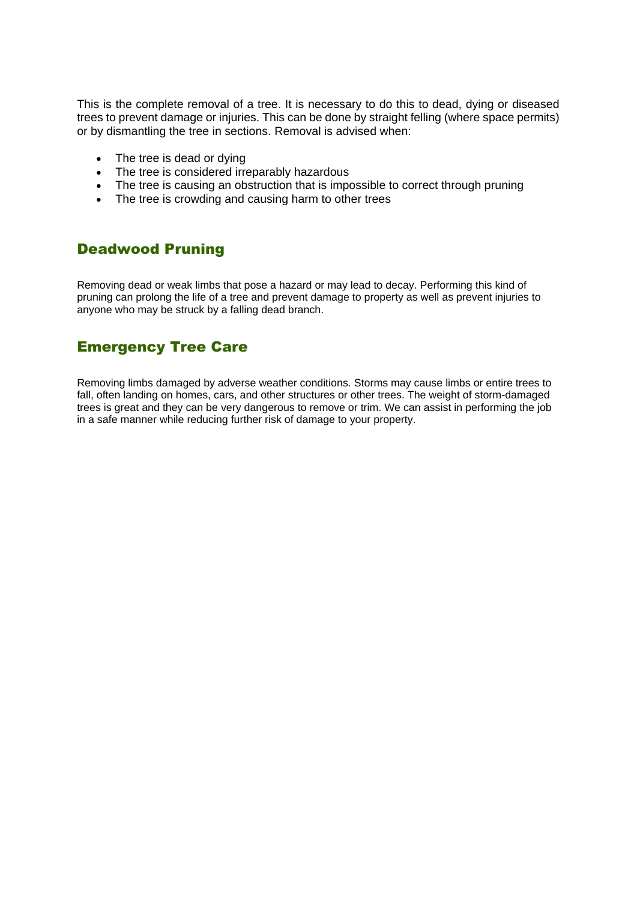This is the complete removal of a tree. It is necessary to do this to dead, dying or diseased trees to prevent damage or injuries. This can be done by straight felling (where space permits) or by dismantling the tree in sections. Removal is advised when:

- The tree is dead or dying
- The tree is considered irreparably hazardous
- The tree is causing an obstruction that is impossible to correct through pruning
- The tree is crowding and causing harm to other trees

## Deadwood Pruning

Removing dead or weak limbs that pose a hazard or may lead to decay. Performing this kind of pruning can prolong the life of a tree and prevent damage to property as well as prevent injuries to anyone who may be struck by a falling dead branch.

## Emergency Tree Care

Removing limbs damaged by adverse weather conditions. Storms may cause limbs or entire trees to fall, often landing on homes, cars, and other structures or other trees. The weight of storm-damaged trees is great and they can be very dangerous to remove or trim. We can assist in performing the job in a safe manner while reducing further risk of damage to your property.